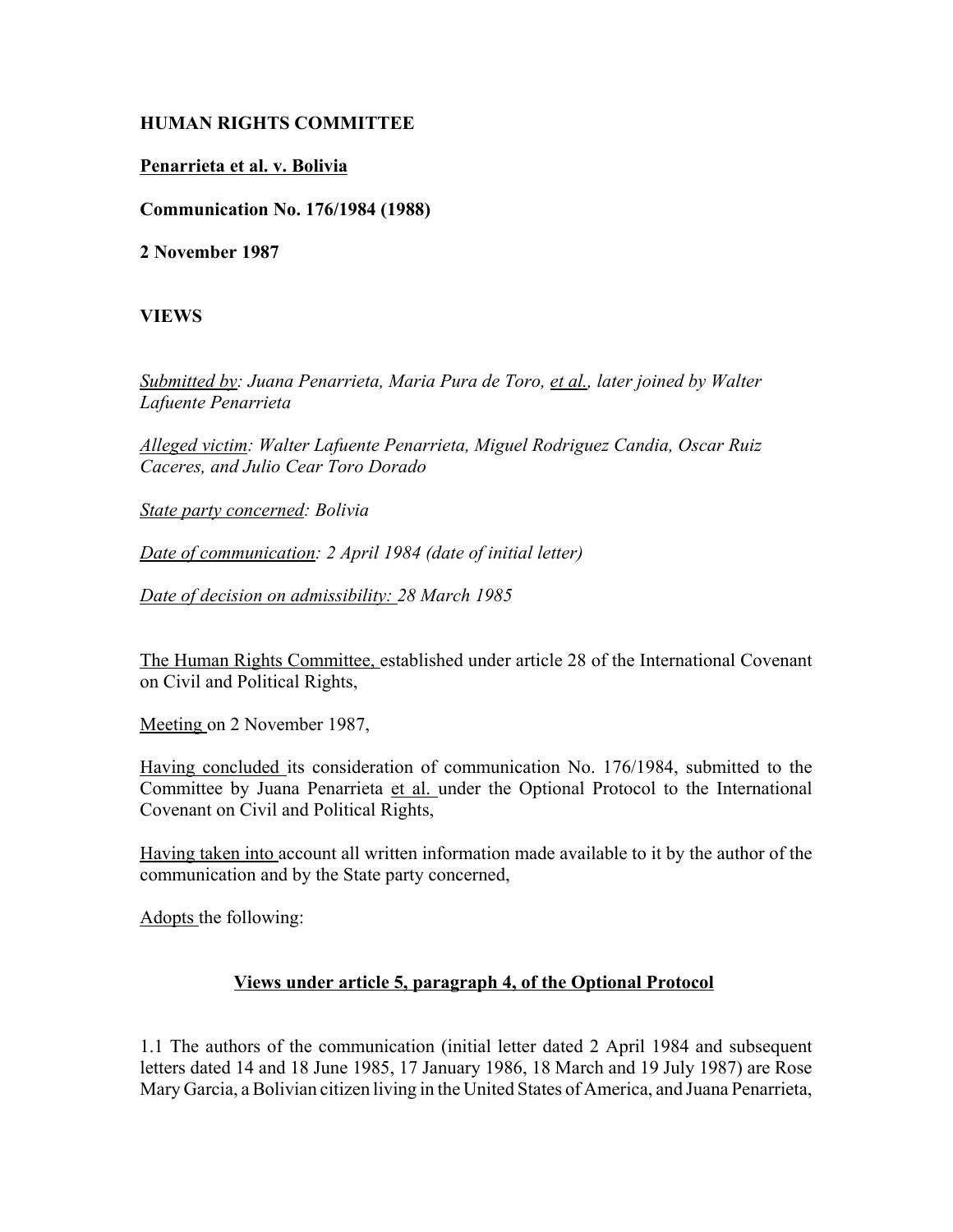**HUMAN RIGHTS COMMITTEE**

**Penarrieta et al. v. Bolivia**

**Communication No. 176/1984 (1988)**

**2 November 1987**

**VIEWS**

*Submitted by: Juana Penarrieta, Maria Pura de Toro, et al., later joined by Walter Lafuente Penarrieta*

*Alleged victim: Walter Lafuente Penarrieta, Miguel Rodriguez Candia, Oscar Ruiz Caceres, and Julio Cear Toro Dorado*

*State party concerned: Bolivia*

*Date of communication: 2 April 1984 (date of initial letter)*

*Date of decision on admissibility: 28 March 1985*

The Human Rights Committee, established under article 28 of the International Covenant on Civil and Political Rights,

Meeting on 2 November 1987,

Having concluded its consideration of communication No. 176/1984, submitted to the Committee by Juana Penarrieta et al. under the Optional Protocol to the International Covenant on Civil and Political Rights,

Having taken into account all written information made available to it by the author of the communication and by the State party concerned,

Adopts the following:

**Views under article 5, paragraph 4, of the Optional Protocol**

1.1 The authors of the communication (initial letter dated 2 April 1984 and subsequent letters dated 14 and 18 June 1985, 17 January 1986, 18 March and 19 July 1987) are Rose Mary Garcia, a Bolivian citizen living in the United States of America, and Juana Penarrieta,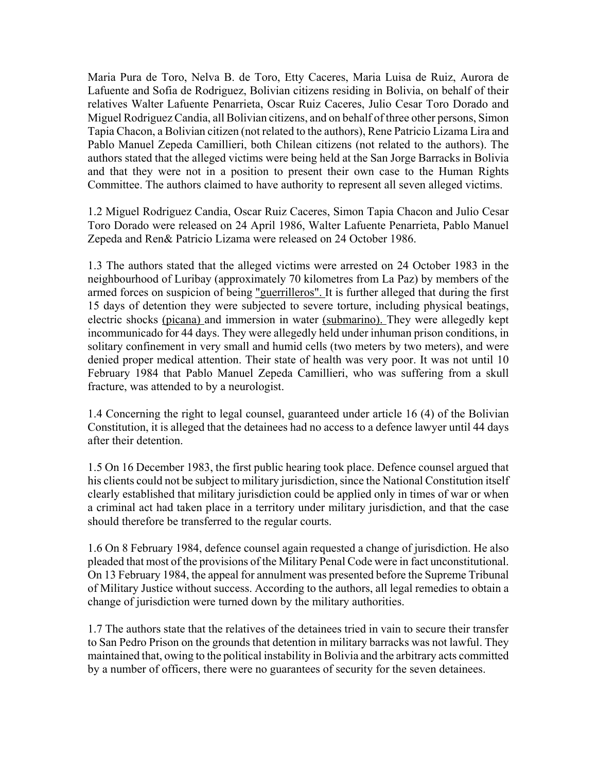Maria Pura de Toro, Nelva B. de Toro, Etty Caceres, Maria Luisa de Ruiz, Aurora de Lafuente and Sofia de Rodriguez, Bolivian citizens residing in Bolivia, on behalf of their relatives Walter Lafuente Penarrieta, Oscar Ruiz Caceres, Julio Cesar Toro Dorado and Miguel Rodriguez Candia, all Bolivian citizens, and on behalf of three other persons, Simon Tapia Chacon, a Bolivian citizen (not related to the authors), Rene Patricio Lizama Lira and Pablo Manuel Zepeda Camillieri, both Chilean citizens (not related to the authors). The authors stated that the alleged victims were being held at the San Jorge Barracks in Bolivia and that they were not in a position to present their own case to the Human Rights Committee. The authors claimed to have authority to represent all seven alleged victims.

1.2 Miguel Rodriguez Candia, Oscar Ruiz Caceres, Simon Tapia Chacon and Julio Cesar Toro Dorado were released on 24 April 1986, Walter Lafuente Penarrieta, Pablo Manuel Zepeda and Ren& Patricio Lizama were released on 24 October 1986.

1.3 The authors stated that the alleged victims were arrested on 24 October 1983 in the neighbourhood of Luribay (approximately 70 kilometres from La Paz) by members of the armed forces on suspicion of being "guerrilleros". It is further alleged that during the first 15 days of detention they were subjected to severe torture, including physical beatings, electric shocks (picana) and immersion in water (submarino). They were allegedly kept incommunicado for 44 days. They were allegedly held under inhuman prison conditions, in solitary confinement in very small and humid cells (two meters by two meters), and were denied proper medical attention. Their state of health was very poor. It was not until 10 February 1984 that Pablo Manuel Zepeda Camillieri, who was suffering from a skull fracture, was attended to by a neurologist.

1.4 Concerning the right to legal counsel, guaranteed under article 16 (4) of the Bolivian Constitution, it is alleged that the detainees had no access to a defence lawyer until 44 days after their detention.

1.5 On 16 December 1983, the first public hearing took place. Defence counsel argued that his clients could not be subject to military jurisdiction, since the National Constitution itself clearly established that military jurisdiction could be applied only in times of war or when a criminal act had taken place in a territory under military jurisdiction, and that the case should therefore be transferred to the regular courts.

1.6 On 8 February 1984, defence counsel again requested a change of jurisdiction. He also pleaded that most of the provisions of the Military Penal Code were in fact unconstitutional. On 13 February 1984, the appeal for annulment was presented before the Supreme Tribunal of Military Justice without success. According to the authors, all legal remedies to obtain a change of jurisdiction were turned down by the military authorities.

1.7 The authors state that the relatives of the detainees tried in vain to secure their transfer to San Pedro Prison on the grounds that detention in military barracks was not lawful. They maintained that, owing to the political instability in Bolivia and the arbitrary acts committed by a number of officers, there were no guarantees of security for the seven detainees.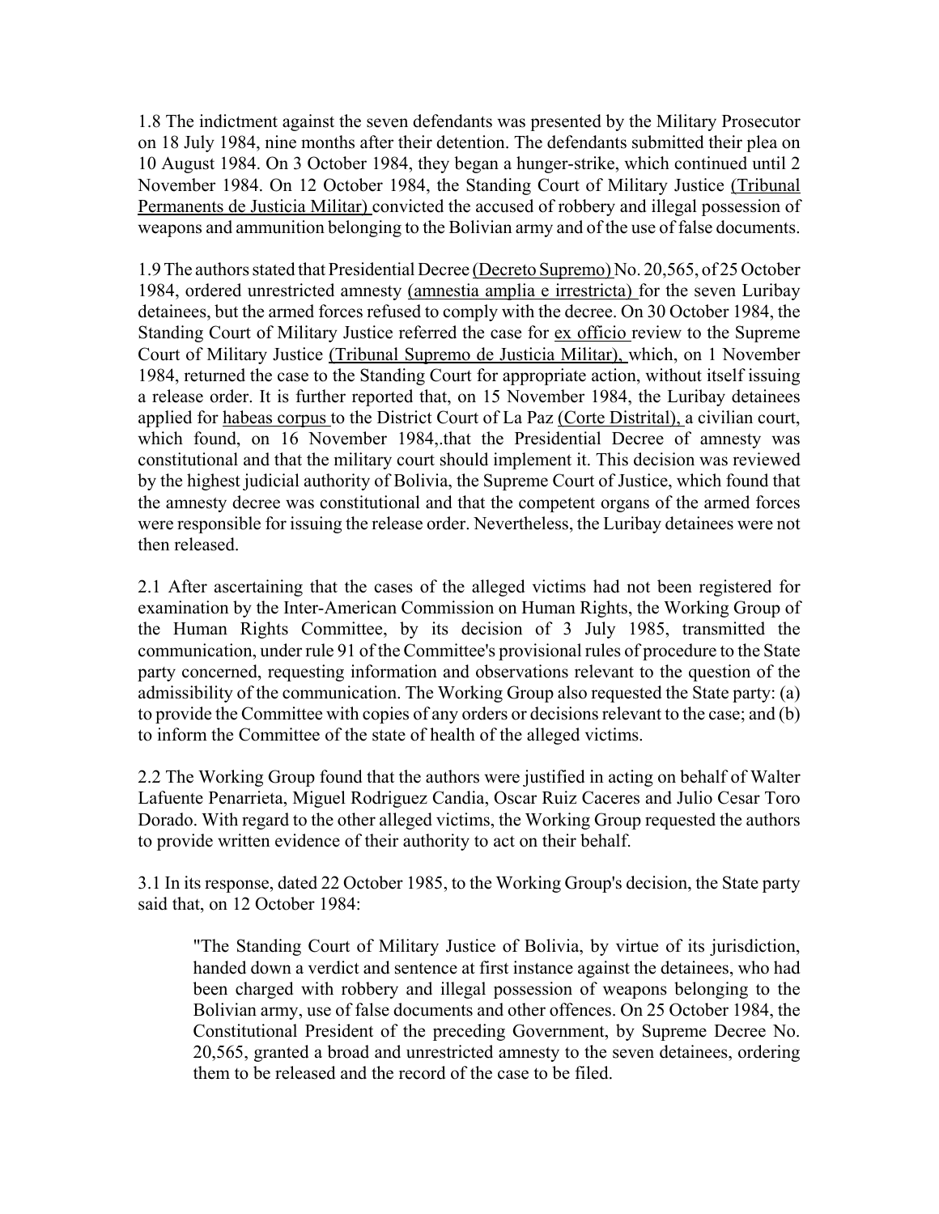1.8 The indictment against the seven defendants was presented by the Military Prosecutor on 18 July 1984, nine months after their detention. The defendants submitted their plea on 10 August 1984. On 3 October 1984, they began a hunger-strike, which continued until 2 November 1984. On 12 October 1984, the Standing Court of Military Justice (Tribunal Permanents de Justicia Militar) convicted the accused of robbery and illegal possession of weapons and ammunition belonging to the Bolivian army and of the use of false documents.

1.9 The authors stated that Presidential Decree (Decreto Supremo) No. 20,565, of 25 October 1984, ordered unrestricted amnesty (amnestia amplia e irrestricta) for the seven Luribay detainees, but the armed forces refused to comply with the decree. On 30 October 1984, the Standing Court of Military Justice referred the case for ex officio review to the Supreme Court of Military Justice (Tribunal Supremo de Justicia Militar), which, on 1 November 1984, returned the case to the Standing Court for appropriate action, without itself issuing a release order. It is further reported that, on 15 November 1984, the Luribay detainees applied for habeas corpus to the District Court of La Paz (Corte Distrital), a civilian court, which found, on 16 November 1984,.that the Presidential Decree of amnesty was constitutional and that the military court should implement it. This decision was reviewed by the highest judicial authority of Bolivia, the Supreme Court of Justice, which found that the amnesty decree was constitutional and that the competent organs of the armed forces were responsible for issuing the release order. Nevertheless, the Luribay detainees were not then released.

2.1 After ascertaining that the cases of the alleged victims had not been registered for examination by the Inter-American Commission on Human Rights, the Working Group of the Human Rights Committee, by its decision of 3 July 1985, transmitted the communication, under rule 91 of the Committee's provisional rules of procedure to the State party concerned, requesting information and observations relevant to the question of the admissibility of the communication. The Working Group also requested the State party: (a) to provide the Committee with copies of any orders or decisions relevant to the case; and (b) to inform the Committee of the state of health of the alleged victims.

2.2 The Working Group found that the authors were justified in acting on behalf of Walter Lafuente Penarrieta, Miguel Rodriguez Candia, Oscar Ruiz Caceres and Julio Cesar Toro Dorado. With regard to the other alleged victims, the Working Group requested the authors to provide written evidence of their authority to act on their behalf.

3.1 In its response, dated 22 October 1985, to the Working Group's decision, the State party said that, on 12 October 1984:

> "The Standing Court of Military Justice of Bolivia, by virtue of its jurisdiction, handed down a verdict and sentence at first instance against the detainees, who had been charged with robbery and illegal possession of weapons belonging to the Bolivian army, use of false documents and other offences. On 25 October 1984, the Constitutional President of the preceding Government, by Supreme Decree No. 20,565, granted a broad and unrestricted amnesty to the seven detainees, ordering them to be released and the record of the case to be filed.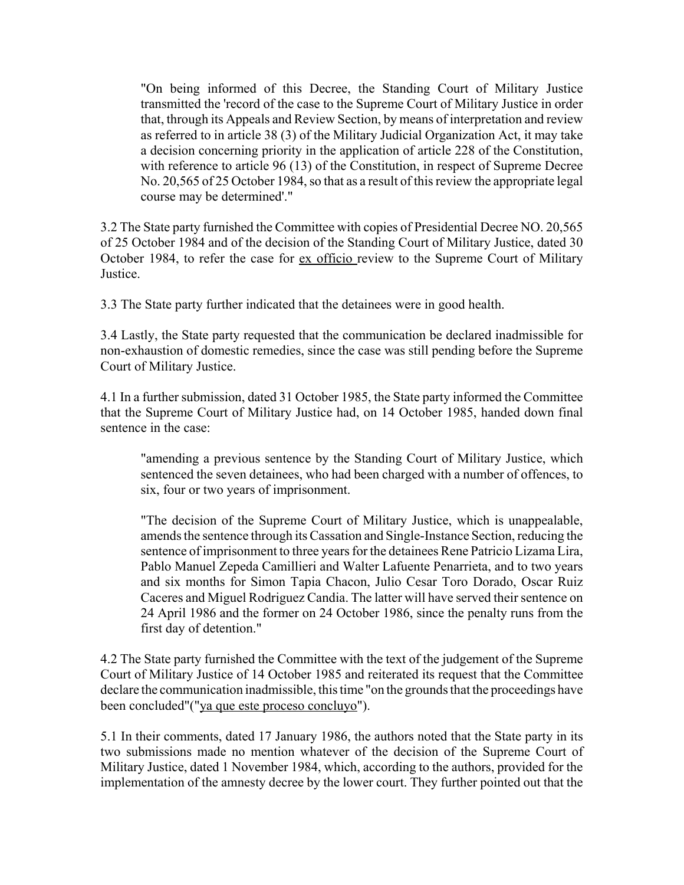> "On being informed of this Decree, the Standing Court of Military Justice transmitted the 'record of the case to the Supreme Court of Military Justice in order that, through its Appeals and Review Section, by means of interpretation and review as referred to in article 38 (3) of the Military Judicial Organization Act, it may take a decision concerning priority in the application of article 228 of the Constitution, with reference to article 96 (13) of the Constitution, in respect of Supreme Decree No. 20,565 of 25 October 1984, so that as a result of this review the appropriate legal course may be determined'."

3.2 The State party furnished the Committee with copies of Presidential Decree NO. 20,565 of 25 October 1984 and of the decision of the Standing Court of Military Justice, dated 30 October 1984, to refer the case for ex officio review to the Supreme Court of Military Justice.

3.3 The State party further indicated that the detainees were in good health.

3.4 Lastly, the State party requested that the communication be declared inadmissible for non-exhaustion of domestic remedies, since the case was still pending before the Supreme Court of Military Justice.

4.1 In a further submission, dated 31 October 1985, the State party informed the Committee that the Supreme Court of Military Justice had, on 14 October 1985, handed down final sentence in the case:

> "amending a previous sentence by the Standing Court of Military Justice, which sentenced the seven detainees, who had been charged with a number of offences, to six, four or two years of imprisonment.
>
> "The decision of the Supreme Court of Military Justice, which is unappealable, amends the sentence through its Cassation and Single-Instance Section, reducing the sentence of imprisonment to three years for the detainees Rene Patricio Lizama Lira, Pablo Manuel Zepeda Camillieri and Walter Lafuente Penarrieta, and to two years and six months for Simon Tapia Chacon, Julio Cesar Toro Dorado, Oscar Ruiz Caceres and Miguel Rodriguez Candia. The latter will have served their sentence on 24 April 1986 and the former on 24 October 1986, since the penalty runs from the first day of detention."

4.2 The State party furnished the Committee with the text of the judgement of the Supreme Court of Military Justice of 14 October 1985 and reiterated its request that the Committee declare the communication inadmissible, this time "on the grounds that the proceedings have been concluded"("ya que este proceso concluyo").

5.1 In their comments, dated 17 January 1986, the authors noted that the State party in its two submissions made no mention whatever of the decision of the Supreme Court of Military Justice, dated 1 November 1984, which, according to the authors, provided for the implementation of the amnesty decree by the lower court. They further pointed out that the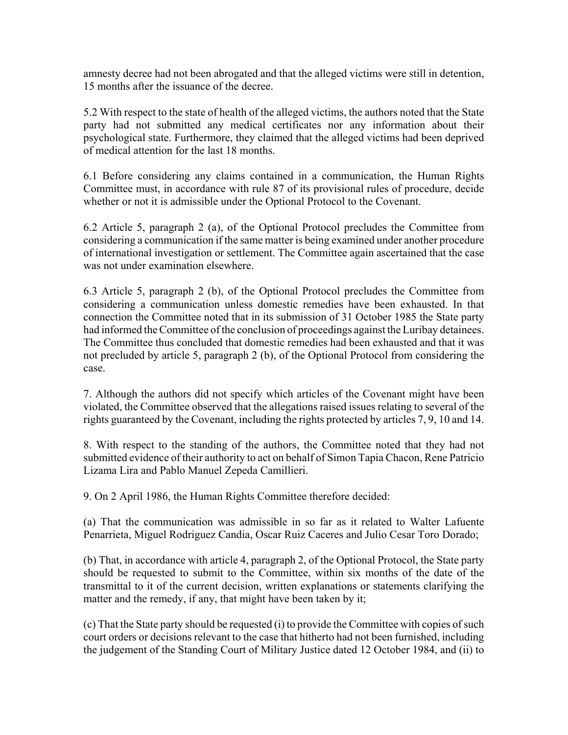amnesty decree had not been abrogated and that the alleged victims were still in detention, 15 months after the issuance of the decree.

5.2 With respect to the state of health of the alleged victims, the authors noted that the State party had not submitted any medical certificates nor any information about their psychological state. Furthermore, they claimed that the alleged victims had been deprived of medical attention for the last 18 months.

6.1 Before considering any claims contained in a communication, the Human Rights Committee must, in accordance with rule 87 of its provisional rules of procedure, decide whether or not it is admissible under the Optional Protocol to the Covenant.

6.2 Article 5, paragraph 2 (a), of the Optional Protocol precludes the Committee from considering a communication if the same matter is being examined under another procedure of international investigation or settlement. The Committee again ascertained that the case was not under examination elsewhere.

6.3 Article 5, paragraph 2 (b), of the Optional Protocol precludes the Committee from considering a communication unless domestic remedies have been exhausted. In that connection the Committee noted that in its submission of 31 October 1985 the State party had informed the Committee of the conclusion of proceedings against the Luribay detainees. The Committee thus concluded that domestic remedies had been exhausted and that it was not precluded by article 5, paragraph 2 (b), of the Optional Protocol from considering the case.

7. Although the authors did not specify which articles of the Covenant might have been violated, the Committee observed that the allegations raised issues relating to several of the rights guaranteed by the Covenant, including the rights protected by articles 7, 9, 10 and 14.

8. With respect to the standing of the authors, the Committee noted that they had not submitted evidence of their authority to act on behalf of Simon Tapia Chacon, Rene Patricio Lizama Lira and Pablo Manuel Zepeda Camillieri.

9. On 2 April 1986, the Human Rights Committee therefore decided:

(a) That the communication was admissible in so far as it related to Walter Lafuente Penarrieta, Miguel Rodriguez Candia, Oscar Ruiz Caceres and Julio Cesar Toro Dorado;

(b) That, in accordance with article 4, paragraph 2, of the Optional Protocol, the State party should be requested to submit to the Committee, within six months of the date of the transmittal to it of the current decision, written explanations or statements clarifying the matter and the remedy, if any, that might have been taken by it;

(c) That the State party should be requested (i) to provide the Committee with copies of such court orders or decisions relevant to the case that hitherto had not been furnished, including the judgement of the Standing Court of Military Justice dated 12 October 1984, and (ii) to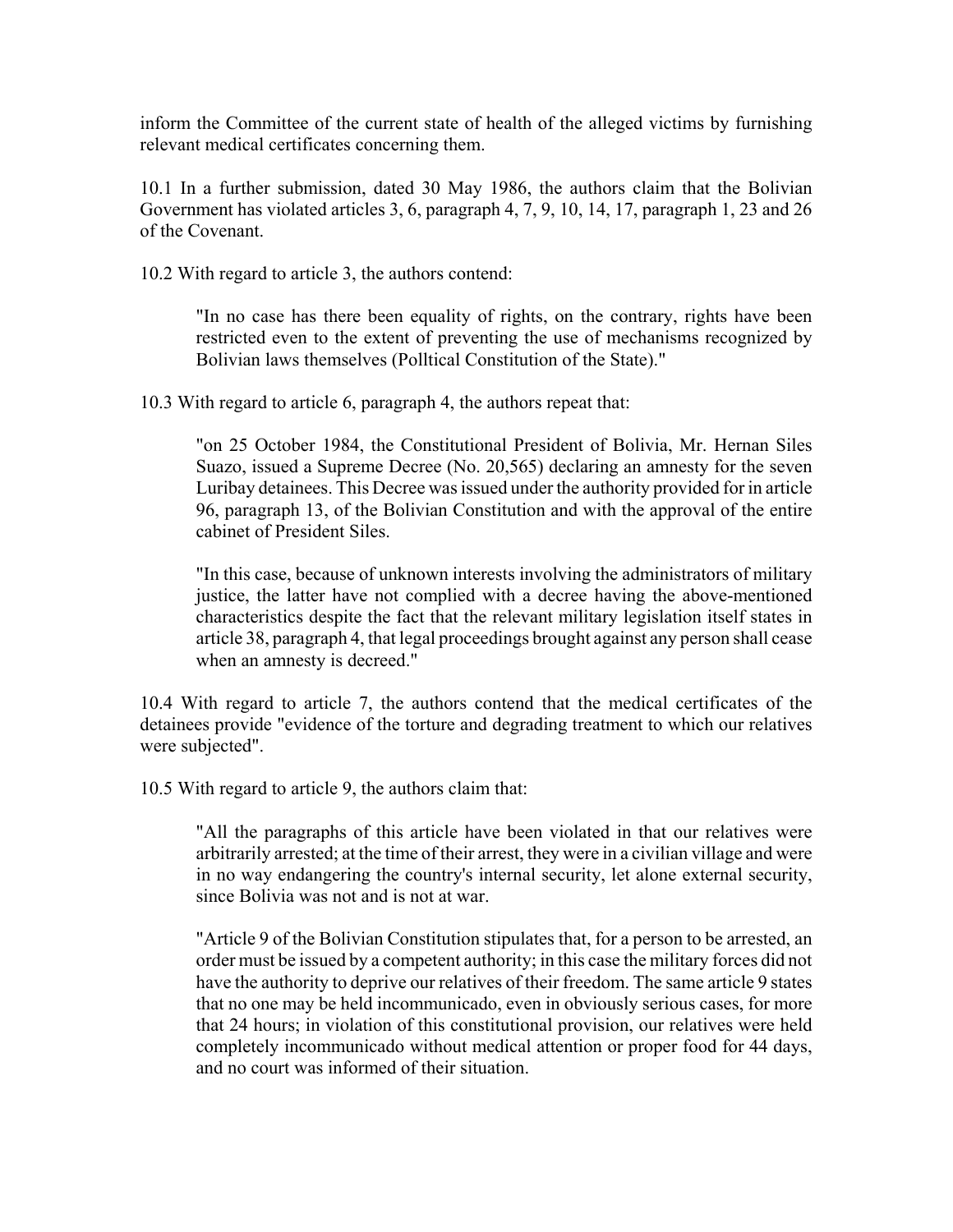inform the Committee of the current state of health of the alleged victims by furnishing relevant medical certificates concerning them.

10.1 In a further submission, dated 30 May 1986, the authors claim that the Bolivian Government has violated articles 3, 6, paragraph 4, 7, 9, 10, 14, 17, paragraph 1, 23 and 26 of the Covenant.

10.2 With regard to article 3, the authors contend:

> "In no case has there been equality of rights, on the contrary, rights have been restricted even to the extent of preventing the use of mechanisms recognized by Bolivian laws themselves (Polltical Constitution of the State)."

10.3 With regard to article 6, paragraph 4, the authors repeat that:

> "on 25 October 1984, the Constitutional President of Bolivia, Mr. Hernan Siles Suazo, issued a Supreme Decree (No. 20,565) declaring an amnesty for the seven Luribay detainees. This Decree was issued under the authority provided for in article 96, paragraph 13, of the Bolivian Constitution and with the approval of the entire cabinet of President Siles.
>
> "In this case, because of unknown interests involving the administrators of military justice, the latter have not complied with a decree having the above-mentioned characteristics despite the fact that the relevant military legislation itself states in article 38, paragraph 4, that legal proceedings brought against any person shall cease when an amnesty is decreed."

10.4 With regard to article 7, the authors contend that the medical certificates of the detainees provide "evidence of the torture and degrading treatment to which our relatives were subjected".

10.5 With regard to article 9, the authors claim that:

> "All the paragraphs of this article have been violated in that our relatives were arbitrarily arrested; at the time of their arrest, they were in a civilian village and were in no way endangering the country's internal security, let alone external security, since Bolivia was not and is not at war.
>
> "Article 9 of the Bolivian Constitution stipulates that, for a person to be arrested, an order must be issued by a competent authority; in this case the military forces did not have the authority to deprive our relatives of their freedom. The same article 9 states that no one may be held incommunicado, even in obviously serious cases, for more that 24 hours; in violation of this constitutional provision, our relatives were held completely incommunicado without medical attention or proper food for 44 days, and no court was informed of their situation.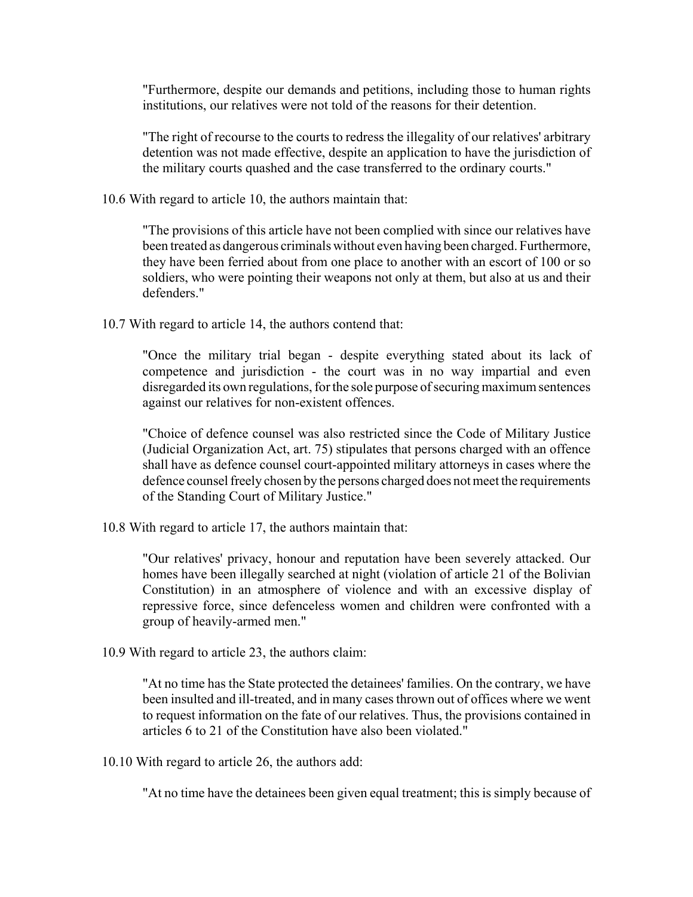"Furthermore, despite our demands and petitions, including those to human rights institutions, our relatives were not told of the reasons for their detention.

"The right of recourse to the courts to redress the illegality of our relatives' arbitrary detention was not made effective, despite an application to have the jurisdiction of the military courts quashed and the case transferred to the ordinary courts."

10.6 With regard to article 10, the authors maintain that:

> "The provisions of this article have not been complied with since our relatives have been treated as dangerous criminals without even having been charged. Furthermore, they have been ferried about from one place to another with an escort of 100 or so soldiers, who were pointing their weapons not only at them, but also at us and their defenders."

10.7 With regard to article 14, the authors contend that:

> "Once the military trial began - despite everything stated about its lack of competence and jurisdiction - the court was in no way impartial and even disregarded its own regulations, for the sole purpose of securing maximum sentences against our relatives for non-existent offences.
>
> "Choice of defence counsel was also restricted since the Code of Military Justice (Judicial Organization Act, art. 75) stipulates that persons charged with an offence shall have as defence counsel court-appointed military attorneys in cases where the defence counsel freely chosen by the persons charged does not meet the requirements of the Standing Court of Military Justice."

10.8 With regard to article 17, the authors maintain that:

> "Our relatives' privacy, honour and reputation have been severely attacked. Our homes have been illegally searched at night (violation of article 21 of the Bolivian Constitution) in an atmosphere of violence and with an excessive display of repressive force, since defenceless women and children were confronted with a group of heavily-armed men."

10.9 With regard to article 23, the authors claim:

> "At no time has the State protected the detainees' families. On the contrary, we have been insulted and ill-treated, and in many cases thrown out of offices where we went to request information on the fate of our relatives. Thus, the provisions contained in articles 6 to 21 of the Constitution have also been violated."

10.10 With regard to article 26, the authors add:

> "At no time have the detainees been given equal treatment; this is simply because of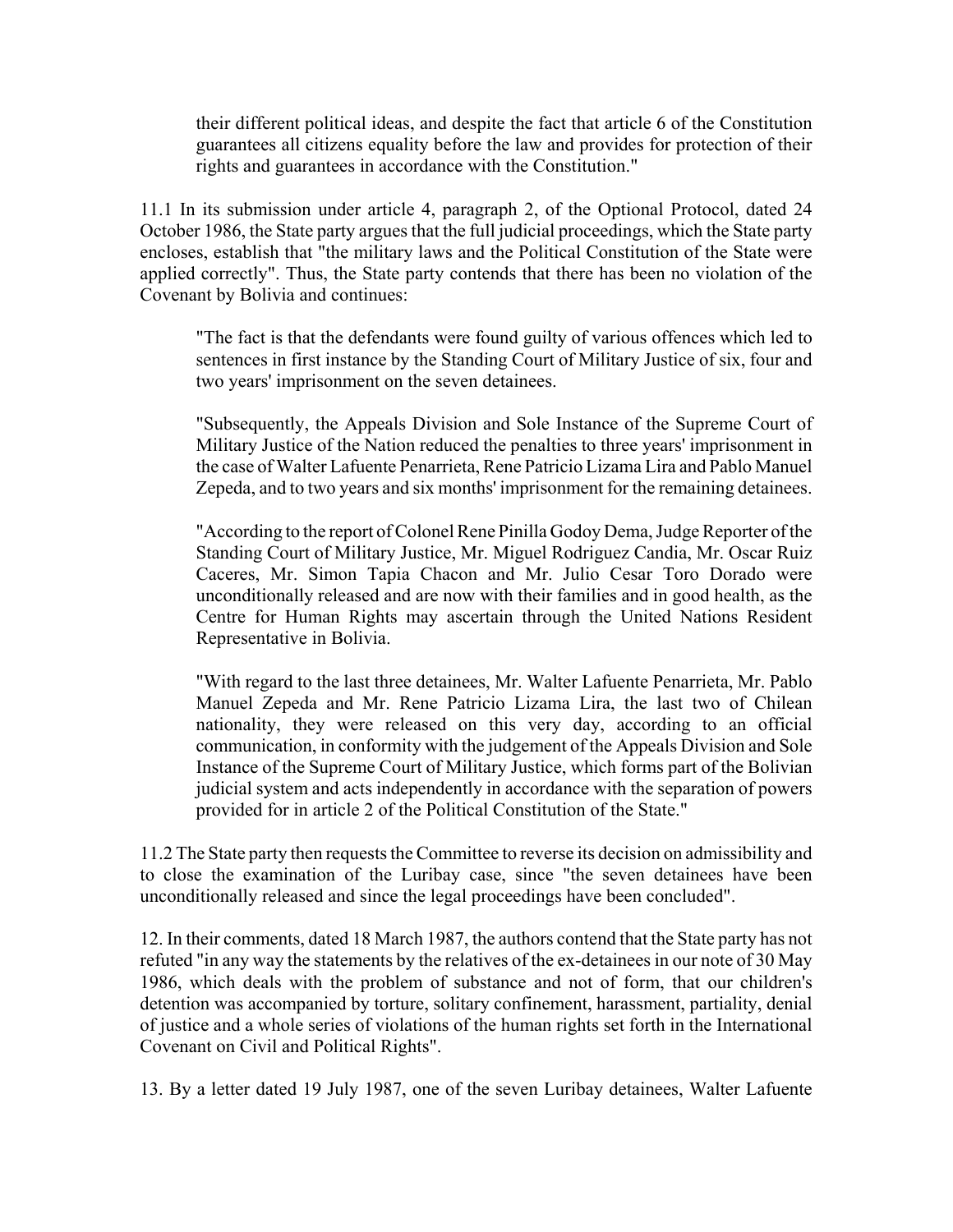their different political ideas, and despite the fact that article 6 of the Constitution guarantees all citizens equality before the law and provides for protection of their rights and guarantees in accordance with the Constitution."

11.1 In its submission under article 4, paragraph 2, of the Optional Protocol, dated 24 October 1986, the State party argues that the full judicial proceedings, which the State party encloses, establish that "the military laws and the Political Constitution of the State were applied correctly". Thus, the State party contends that there has been no violation of the Covenant by Bolivia and continues:

> "The fact is that the defendants were found guilty of various offences which led to sentences in first instance by the Standing Court of Military Justice of six, four and two years' imprisonment on the seven detainees.
>
> "Subsequently, the Appeals Division and Sole Instance of the Supreme Court of Military Justice of the Nation reduced the penalties to three years' imprisonment in the case of Walter Lafuente Penarrieta, Rene Patricio Lizama Lira and Pablo Manuel Zepeda, and to two years and six months' imprisonment for the remaining detainees.
>
> "According to the report of Colonel Rene Pinilla Godoy Dema, Judge Reporter of the Standing Court of Military Justice, Mr. Miguel Rodriguez Candia, Mr. Oscar Ruiz Caceres, Mr. Simon Tapia Chacon and Mr. Julio Cesar Toro Dorado were unconditionally released and are now with their families and in good health, as the Centre for Human Rights may ascertain through the United Nations Resident Representative in Bolivia.
>
> "With regard to the last three detainees, Mr. Walter Lafuente Penarrieta, Mr. Pablo Manuel Zepeda and Mr. Rene Patricio Lizama Lira, the last two of Chilean nationality, they were released on this very day, according to an official communication, in conformity with the judgement of the Appeals Division and Sole Instance of the Supreme Court of Military Justice, which forms part of the Bolivian judicial system and acts independently in accordance with the separation of powers provided for in article 2 of the Political Constitution of the State."

11.2 The State party then requests the Committee to reverse its decision on admissibility and to close the examination of the Luribay case, since "the seven detainees have been unconditionally released and since the legal proceedings have been concluded".

12. In their comments, dated 18 March 1987, the authors contend that the State party has not refuted "in any way the statements by the relatives of the ex-detainees in our note of 30 May 1986, which deals with the problem of substance and not of form, that our children's detention was accompanied by torture, solitary confinement, harassment, partiality, denial of justice and a whole series of violations of the human rights set forth in the International Covenant on Civil and Political Rights".

13. By a letter dated 19 July 1987, one of the seven Luribay detainees, Walter Lafuente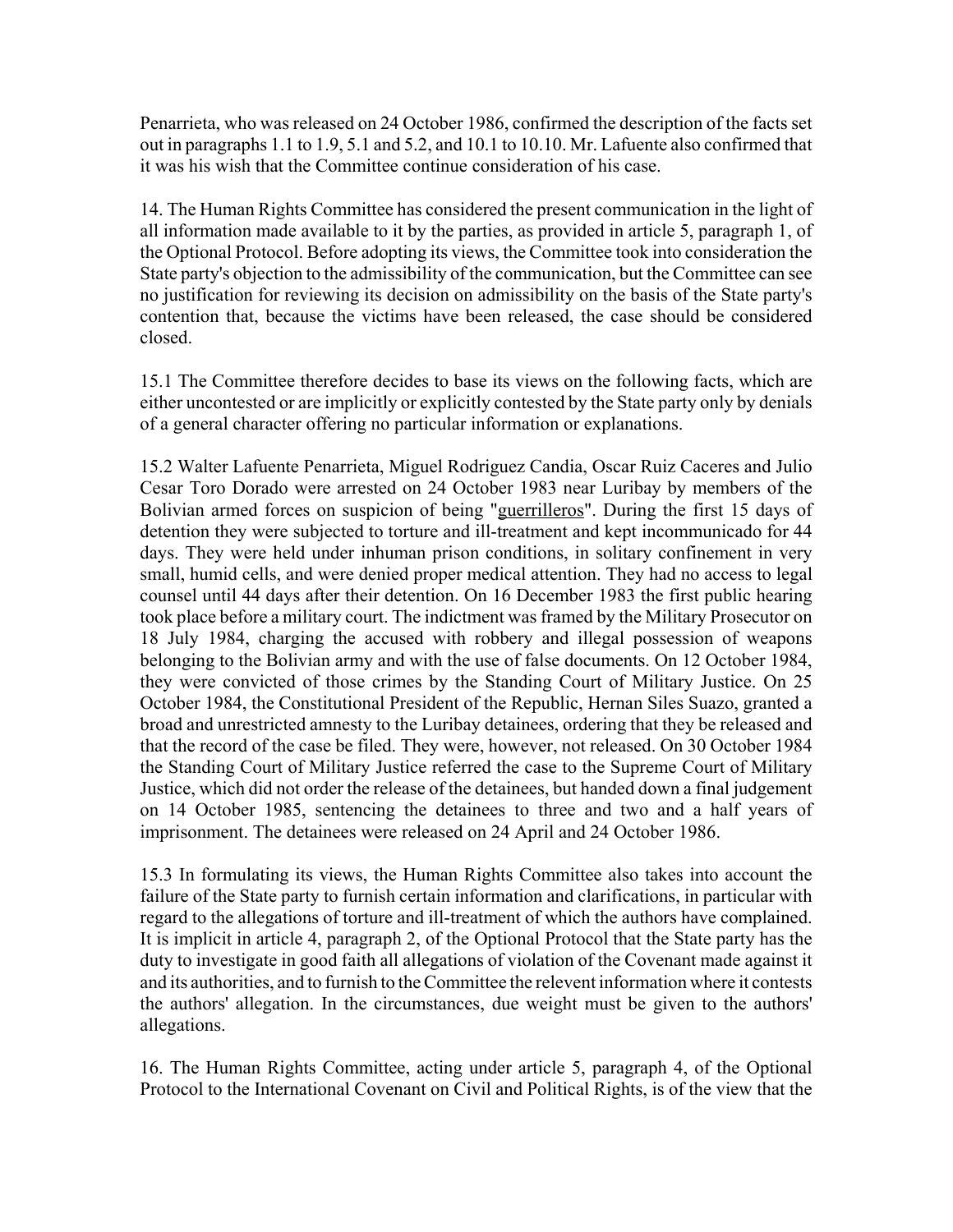Penarrieta, who was released on 24 October 1986, confirmed the description of the facts set out in paragraphs 1.1 to 1.9, 5.1 and 5.2, and 10.1 to 10.10. Mr. Lafuente also confirmed that it was his wish that the Committee continue consideration of his case.

14. The Human Rights Committee has considered the present communication in the light of all information made available to it by the parties, as provided in article 5, paragraph 1, of the Optional Protocol. Before adopting its views, the Committee took into consideration the State party's objection to the admissibility of the communication, but the Committee can see no justification for reviewing its decision on admissibility on the basis of the State party's contention that, because the victims have been released, the case should be considered closed.

15.1 The Committee therefore decides to base its views on the following facts, which are either uncontested or are implicitly or explicitly contested by the State party only by denials of a general character offering no particular information or explanations.

15.2 Walter Lafuente Penarrieta, Miguel Rodriguez Candia, Oscar Ruiz Caceres and Julio Cesar Toro Dorado were arrested on 24 October 1983 near Luribay by members of the Bolivian armed forces on suspicion of being "guerrilleros". During the first 15 days of detention they were subjected to torture and ill-treatment and kept incommunicado for 44 days. They were held under inhuman prison conditions, in solitary confinement in very small, humid cells, and were denied proper medical attention. They had no access to legal counsel until 44 days after their detention. On 16 December 1983 the first public hearing took place before a military court. The indictment was framed by the Military Prosecutor on 18 July 1984, charging the accused with robbery and illegal possession of weapons belonging to the Bolivian army and with the use of false documents. On 12 October 1984, they were convicted of those crimes by the Standing Court of Military Justice. On 25 October 1984, the Constitutional President of the Republic, Hernan Siles Suazo, granted a broad and unrestricted amnesty to the Luribay detainees, ordering that they be released and that the record of the case be filed. They were, however, not released. On 30 October 1984 the Standing Court of Military Justice referred the case to the Supreme Court of Military Justice, which did not order the release of the detainees, but handed down a final judgement on 14 October 1985, sentencing the detainees to three and two and a half years of imprisonment. The detainees were released on 24 April and 24 October 1986.

15.3 In formulating its views, the Human Rights Committee also takes into account the failure of the State party to furnish certain information and clarifications, in particular with regard to the allegations of torture and ill-treatment of which the authors have complained. It is implicit in article 4, paragraph 2, of the Optional Protocol that the State party has the duty to investigate in good faith all allegations of violation of the Covenant made against it and its authorities, and to furnish to the Committee the relevent information where it contests the authors' allegation. In the circumstances, due weight must be given to the authors' allegations.

16. The Human Rights Committee, acting under article 5, paragraph 4, of the Optional Protocol to the International Covenant on Civil and Political Rights, is of the view that the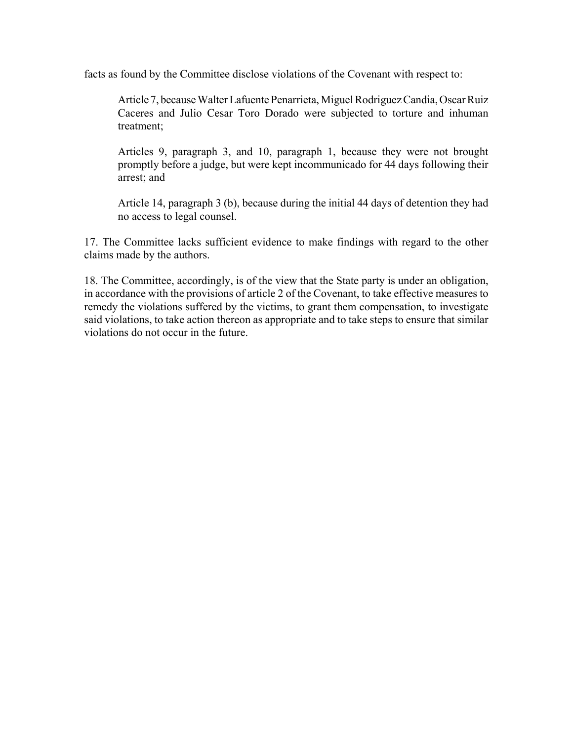facts as found by the Committee disclose violations of the Covenant with respect to:

> Article 7, because Walter Lafuente Penarrieta, Miguel Rodriguez Candia, Oscar Ruiz Caceres and Julio Cesar Toro Dorado were subjected to torture and inhuman treatment;
>
> Articles 9, paragraph 3, and 10, paragraph 1, because they were not brought promptly before a judge, but were kept incommunicado for 44 days following their arrest; and
>
> Article 14, paragraph 3 (b), because during the initial 44 days of detention they had no access to legal counsel.

17. The Committee lacks sufficient evidence to make findings with regard to the other claims made by the authors.

18. The Committee, accordingly, is of the view that the State party is under an obligation, in accordance with the provisions of article 2 of the Covenant, to take effective measures to remedy the violations suffered by the victims, to grant them compensation, to investigate said violations, to take action thereon as appropriate and to take steps to ensure that similar violations do not occur in the future.